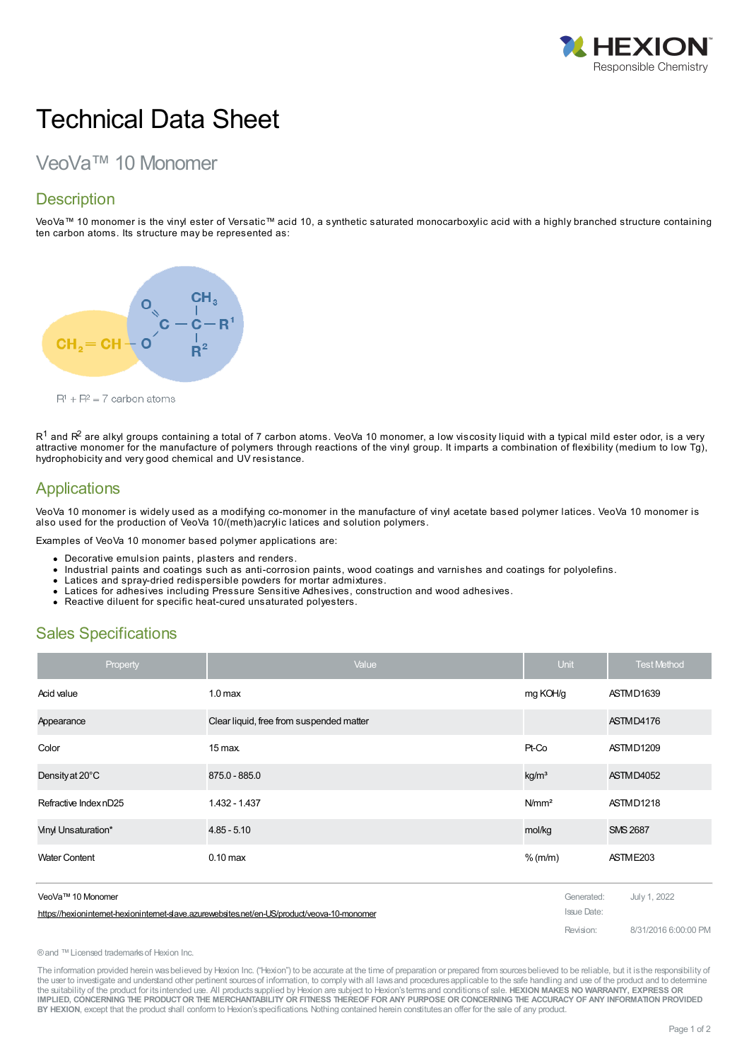# Technical Data Sheet

## VeoVa™ 10 Monomer

### Description

VeoVa™ 10 monomer is the vinyl ester of Versatic™ acid 10, a synthetic saturated monocarboxylic acid with a highly branched structure containing ten carbon atoms. Its structure may be represented as:

$R^1 + R^2 = 7$ carbon atoms

$R^1$ and $R^2$ are alkyl groups containing a total of 7 carbon atoms. VeoVa 10 monomer, a low viscosity liquid with a typical mild ester odor, is a very attractive monomer for the manufacture of polymers through reactions of the vinyl group. It imparts a combination of flexibility (medium to low Tg), hydrophobicity and very good chemical and UV resistance.

### Applications

VeoVa 10 monomer is widely used as a modifying co-monomer in the manufacture of vinyl acetate based polymer latices. VeoVa 10 monomer is also used for the production of VeoVa 10/(meth)acrylic latices and solution polymers.

Examples of VeoVa 10 monomer based polymer applications are:

- Decorative emulsion paints, plasters and renders.
- Industrial paints and coatings such as anti-corrosion paints, wood coatings and varnishes and coatings for polyolefins.
- Latices and spray-dried redispersible powders for mortar admixtures.
- Latices for adhesives including Pressure Sensitive Adhesives, construction and wood adhesives.
- Reactive diluent for specific heat-cured unsaturated polyesters.

### Sales Specifications

| Property | Value | Unit | Test Method |
|---|---|---|---|
| Acid value | 1.0 max | mg KOH/g | ASTM D1639 |
| Appearance | Clear liquid, free from suspended matter | | ASTM D4176 |
| Color | 15 max | Pt-Co | ASTM D1209 |
| Density at 20°C | 875.0 - 885.0 | kg/m³ | ASTM D4052 |
| Refractive Index nD25 | 1.432 - 1.437 | N/mm² | ASTM D1218 |
| Vinyl Unsaturation* | 4.85 - 5.10 | mol/kg | SMS 2687 |
| Water Content | 0.10 max | % (m/m) | ASTM E203 |

VeoVa™ 10 Monomer

https://hexioninternet-hexioninternet-slave.azurewebsites.net/en-US/product/veova-10-monomer

Generated: July 1, 2022

Issue Date:

Revision: 8/31/2016 6:00:00 PM

® and ™ Licensed trademarks of Hexion Inc.

The information provided herein was believed by Hexion Inc. ("Hexion") to be accurate at the time of preparation or prepared from sources believed to be reliable, but it is the responsibility of the user to investigate and understand other pertinent sources of information, to comply with all laws and procedures applicable to the safe handling and use of the product and to determine the suitability of the product for its intended use. All products supplied by Hexion are subject to Hexion's terms and conditions of sale. **HEXION MAKES NO WARRANTY, EXPRESS OR IMPLIED, CONCERNING THE PRODUCT OR THE MERCHANTABILITY OR FITNESS THEREOF FOR ANY PURPOSE OR CONCERNING THE ACCURACY OF ANY INFORMATION PROVIDED BY HEXION**, except that the product shall conform to Hexion's specifications. Nothing contained herein constitutes an offer for the sale of any product.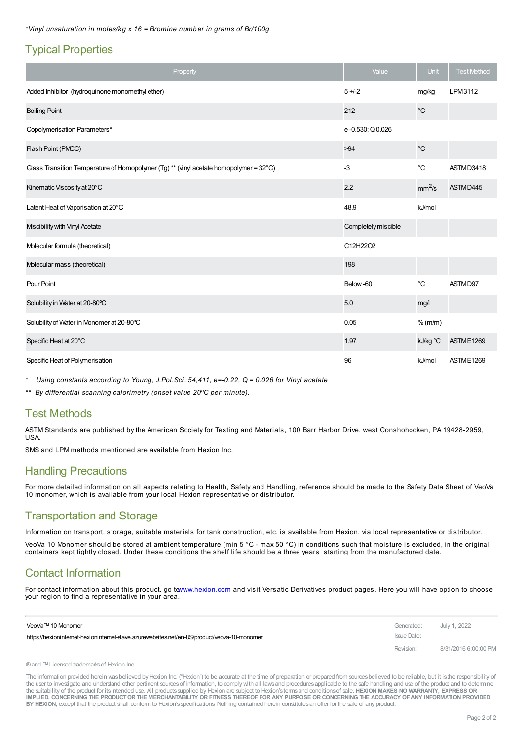**Vinyl unsaturation in moles/kg x 16 = Bromine number in grams of Br/100g*

## Typical Properties

| Property | Value | Unit | Test Method |
|---|---|---|---|
| Added Inhibitor (hydroquinone monomethyl ether) | 5 +/-2 | mg/kg | LPM3112 |
| Boiling Point | 212 | °C | |
| Copolymerisation Parameters* | e -0.530; Q 0.026 | | |
| Flash Point (PMCC) | >94 | °C | |
| Glass Transition Temperature of Homopolymer (Tg) ** (vinyl acetate homopolymer = 32°C) | -3 | °C | ASTM D3418 |
| Kinematic Viscosity at 20°C | 2.2 | $mm^2/s$ | ASTM D445 |
| Latent Heat of Vaporisation at 20°C | 48.9 | kJ/mol | |
| Miscibility with Vinyl Acetate | Completely miscible | | |
| Molecular formula (theoretical) | $C_{12}H_{22}O_2$ | | |
| Molecular mass (theoretical) | 198 | | |
| Pour Point | Below -60 | °C | ASTM D97 |
| Solubility in Water at 20-80ºC | 5.0 | mg/l | |
| Solubility of Water in Monomer at 20-80ºC | 0.05 | % (m/m) | |
| Specific Heat at 20°C | 1.97 | kJ/kg °C | ASTM E1269 |
| Specific Heat of Polymerisation | 96 | kJ/mol | ASTM E1269 |

\* *Using constants according to Young, J.Pol.Sci. 54,411, e=-0.22, Q = 0.026 for Vinyl acetate*

\*\* *By differential scanning calorimetry (onset value 20ºC per minute).*

## Test Methods

ASTM Standards are published by the American Society for Testing and Materials, 100 Barr Harbor Drive, west Conshohocken, PA 19428-2959, USA.

SMS and LPM methods mentioned are available from Hexion Inc.

## Handling Precautions

For more detailed information on all aspects relating to Health, Safety and Handling, reference should be made to the Safety Data Sheet of VeoVa 10 monomer, which is available from your local Hexion representative or distributor.

## Transportation and Storage

Information on transport, storage, suitable materials for tank construction, etc, is available from Hexion, via local representative or distributor.

VeoVa 10 Monomer should be stored at ambient temperature (min 5 °C - max 50 °C) in conditions such that moisture is excluded, in the original containers kept tightly closed. Under these conditions the shelf life should be a three years starting from the manufactured date.

## Contact Information

For contact information about this product, go to www.hexion.com and visit Versatic Derivatives product pages. Here you will have option to choose your region to find a representative in your area.

| | | |
|---|---|---|
| VeoVa™ 10 Monomer | Generated: | July 1, 2022 |
| https://hexioninternet-hexioninternet-slave.azurewebsites.net/en-US/product/veova-10-monomer | Issue Date: | |
| | Revision: | 8/31/2016 6:00:00 PM |

® and ™ Licensed trademarks of Hexion Inc.

The information provided herein was believed by Hexion Inc. ("Hexion") to be accurate at the time of preparation or prepared from sources believed to be reliable, but it is the responsibility of the user to investigate and understand other pertinent sources of information, to comply with all laws and procedures applicable to the safe handling and use of the product and to determine the suitability of the product for its intended use. All products supplied by Hexion are subject to Hexion's terms and conditions of sale. **HEXION MAKES NO WARRANTY, EXPRESS OR IMPLIED, CONCERNING THE PRODUCT OR THE MERCHANTABILITY OR FITNESS THEREOF FOR ANY PURPOSE OR CONCERNING THE ACCURACY OF ANY INFORMATION PROVIDED BY HEXION**, except that the product shall conform to Hexion's specifications. Nothing contained herein constitutes an offer for the sale of any product.